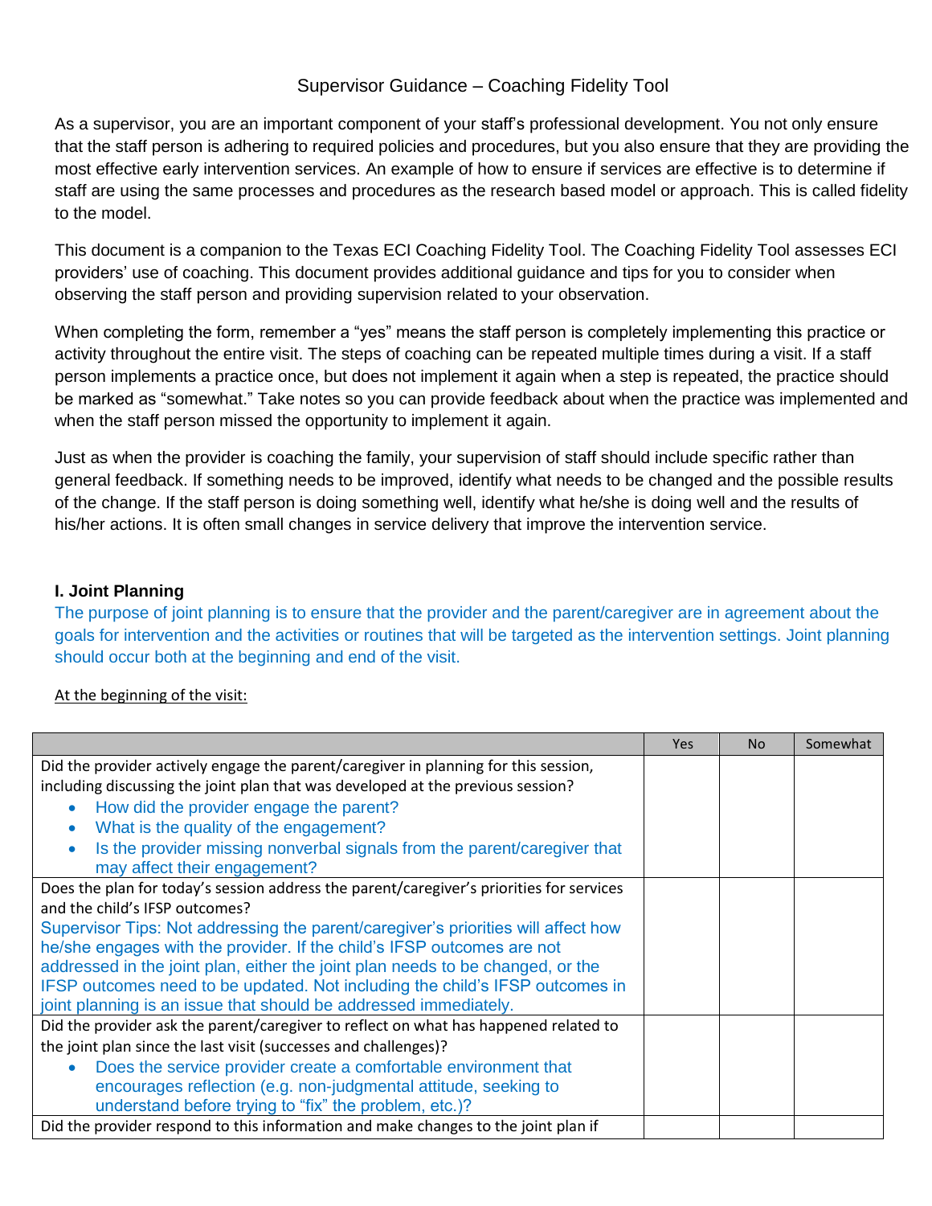# Supervisor Guidance – Coaching Fidelity Tool

As a supervisor, you are an important component of your staff's professional development. You not only ensure that the staff person is adhering to required policies and procedures, but you also ensure that they are providing the most effective early intervention services. An example of how to ensure if services are effective is to determine if staff are using the same processes and procedures as the research based model or approach. This is called fidelity to the model.

This document is a companion to the Texas ECI Coaching Fidelity Tool. The Coaching Fidelity Tool assesses ECI providers' use of coaching. This document provides additional guidance and tips for you to consider when observing the staff person and providing supervision related to your observation.

When completing the form, remember a "yes" means the staff person is completely implementing this practice or activity throughout the entire visit. The steps of coaching can be repeated multiple times during a visit. If a staff person implements a practice once, but does not implement it again when a step is repeated, the practice should be marked as "somewhat." Take notes so you can provide feedback about when the practice was implemented and when the staff person missed the opportunity to implement it again.

Just as when the provider is coaching the family, your supervision of staff should include specific rather than general feedback. If something needs to be improved, identify what needs to be changed and the possible results of the change. If the staff person is doing something well, identify what he/she is doing well and the results of his/her actions. It is often small changes in service delivery that improve the intervention service.

## I. Joint Planning

The purpose of joint planning is to ensure that the provider and the parent/caregiver are in agreement about the goals for intervention and the activities or routines that will be targeted as the intervention settings. Joint planning should occur both at the beginning and end of the visit.

At the beginning of the visit:

| | Yes | No | Somewhat |
|---|---|---|---|
| Did the provider actively engage the parent/caregiver in planning for this session, including discussing the joint plan that was developed at the previous session?<br>• How did the provider engage the parent?<br>• What is the quality of the engagement?<br>• Is the provider missing nonverbal signals from the parent/caregiver that may affect their engagement? | | | |
| Does the plan for today's session address the parent/caregiver's priorities for services and the child's IFSP outcomes?<br>Supervisor Tips: Not addressing the parent/caregiver's priorities will affect how he/she engages with the provider. If the child's IFSP outcomes are not addressed in the joint plan, either the joint plan needs to be changed, or the IFSP outcomes need to be updated. Not including the child's IFSP outcomes in joint planning is an issue that should be addressed immediately. | | | |
| Did the provider ask the parent/caregiver to reflect on what has happened related to the joint plan since the last visit (successes and challenges)?<br>• Does the service provider create a comfortable environment that encourages reflection (e.g. non-judgmental attitude, seeking to understand before trying to "fix" the problem, etc.)? | | | |
| Did the provider respond to this information and make changes to the joint plan if | | | |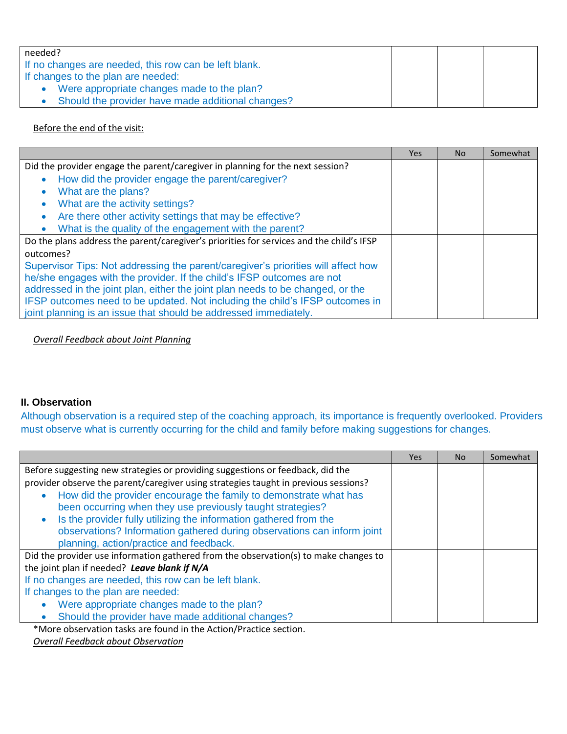| | | | |
|---|---|---|---|
| needed?<br>If no changes are needed, this row can be left blank.<br>If changes to the plan are needed:<br>• Were appropriate changes made to the plan?<br>• Should the provider have made additional changes? | | | |

Before the end of the visit:

| | Yes | No | Somewhat |
|---|---|---|---|
| Did the provider engage the parent/caregiver in planning for the next session?<br>• How did the provider engage the parent/caregiver?<br>• What are the plans?<br>• What are the activity settings?<br>• Are there other activity settings that may be effective?<br>• What is the quality of the engagement with the parent? | | | |
| Do the plans address the parent/caregiver's priorities for services and the child's IFSP outcomes?<br>Supervisor Tips: Not addressing the parent/caregiver's priorities will affect how he/she engages with the provider. If the child's IFSP outcomes are not addressed in the joint plan, either the joint plan needs to be changed, or the IFSP outcomes need to be updated. Not including the child's IFSP outcomes in joint planning is an issue that should be addressed immediately. | | | |

*Overall Feedback about Joint Planning*

### II. Observation

Although observation is a required step of the coaching approach, its importance is frequently overlooked. Providers must observe what is currently occurring for the child and family before making suggestions for changes.

| | Yes | No | Somewhat |
|---|---|---|---|
| Before suggesting new strategies or providing suggestions or feedback, did the provider observe the parent/caregiver using strategies taught in previous sessions?<br>• How did the provider encourage the family to demonstrate what has been occurring when they use previously taught strategies?<br>• Is the provider fully utilizing the information gathered from the observations? Information gathered during observations can inform joint planning, action/practice and feedback. | | | |
| Did the provider use information gathered from the observation(s) to make changes to the joint plan if needed? ***Leave blank if N/A***<br>If no changes are needed, this row can be left blank.<br>If changes to the plan are needed:<br>• Were appropriate changes made to the plan?<br>• Should the provider have made additional changes? | | | |

*More observation tasks are found in the Action/Practice section.

*Overall Feedback about Observation*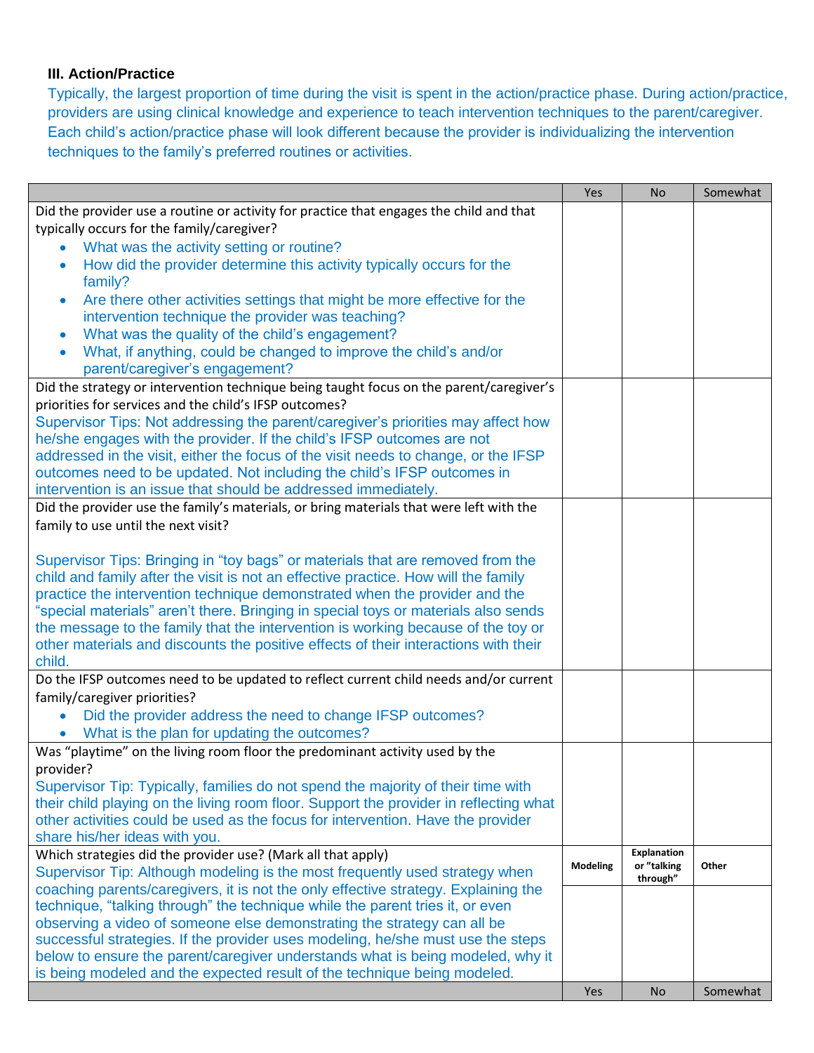### III. Action/Practice

Typically, the largest proportion of time during the visit is spent in the action/practice phase. During action/practice, providers are using clinical knowledge and experience to teach intervention techniques to the parent/caregiver. Each child's action/practice phase will look different because the provider is individualizing the intervention techniques to the family's preferred routines or activities.

| | Yes | No | Somewhat |
|---|---|---|---|
| Did the provider use a routine or activity for practice that engages the child and that typically occurs for the family/caregiver?<br>• What was the activity setting or routine?<br>• How did the provider determine this activity typically occurs for the family?<br>• Are there other activities settings that might be more effective for the intervention technique the provider was teaching?<br>• What was the quality of the child's engagement?<br>• What, if anything, could be changed to improve the child's and/or parent/caregiver's engagement? | | | |
| Did the strategy or intervention technique being taught focus on the parent/caregiver's priorities for services and the child's IFSP outcomes?<br>Supervisor Tips: Not addressing the parent/caregiver's priorities may affect how he/she engages with the provider. If the child's IFSP outcomes are not addressed in the visit, either the focus of the visit needs to change, or the IFSP outcomes need to be updated. Not including the child's IFSP outcomes in intervention is an issue that should be addressed immediately. | | | |
| Did the provider use the family's materials, or bring materials that were left with the family to use until the next visit?<br><br>Supervisor Tips: Bringing in "toy bags" or materials that are removed from the child and family after the visit is not an effective practice. How will the family practice the intervention technique demonstrated when the provider and the "special materials" aren't there. Bringing in special toys or materials also sends the message to the family that the intervention is working because of the toy or other materials and discounts the positive effects of their interactions with their child. | | | |
| Do the IFSP outcomes need to be updated to reflect current child needs and/or current family/caregiver priorities?<br>• Did the provider address the need to change IFSP outcomes?<br>• What is the plan for updating the outcomes? | | | |
| Was "playtime" on the living room floor the predominant activity used by the provider?<br>Supervisor Tip: Typically, families do not spend the majority of their time with their child playing on the living room floor. Support the provider in reflecting what other activities could be used as the focus for intervention. Have the provider share his/her ideas with you. | | | |
| Which strategies did the provider use? (Mark all that apply)<br>Supervisor Tip: Although modeling is the most frequently used strategy when coaching parents/caregivers, it is not the only effective strategy. Explaining the technique, "talking through" the technique while the parent tries it, or even observing a video of someone else demonstrating the strategy can all be successful strategies. If the provider uses modeling, he/she must use the steps below to ensure the parent/caregiver understands what is being modeled, why it is being modeled and the expected result of the technique being modeled. | **Modeling** | **Explanation or "talking through"** | **Other** |
| | Yes | No | Somewhat |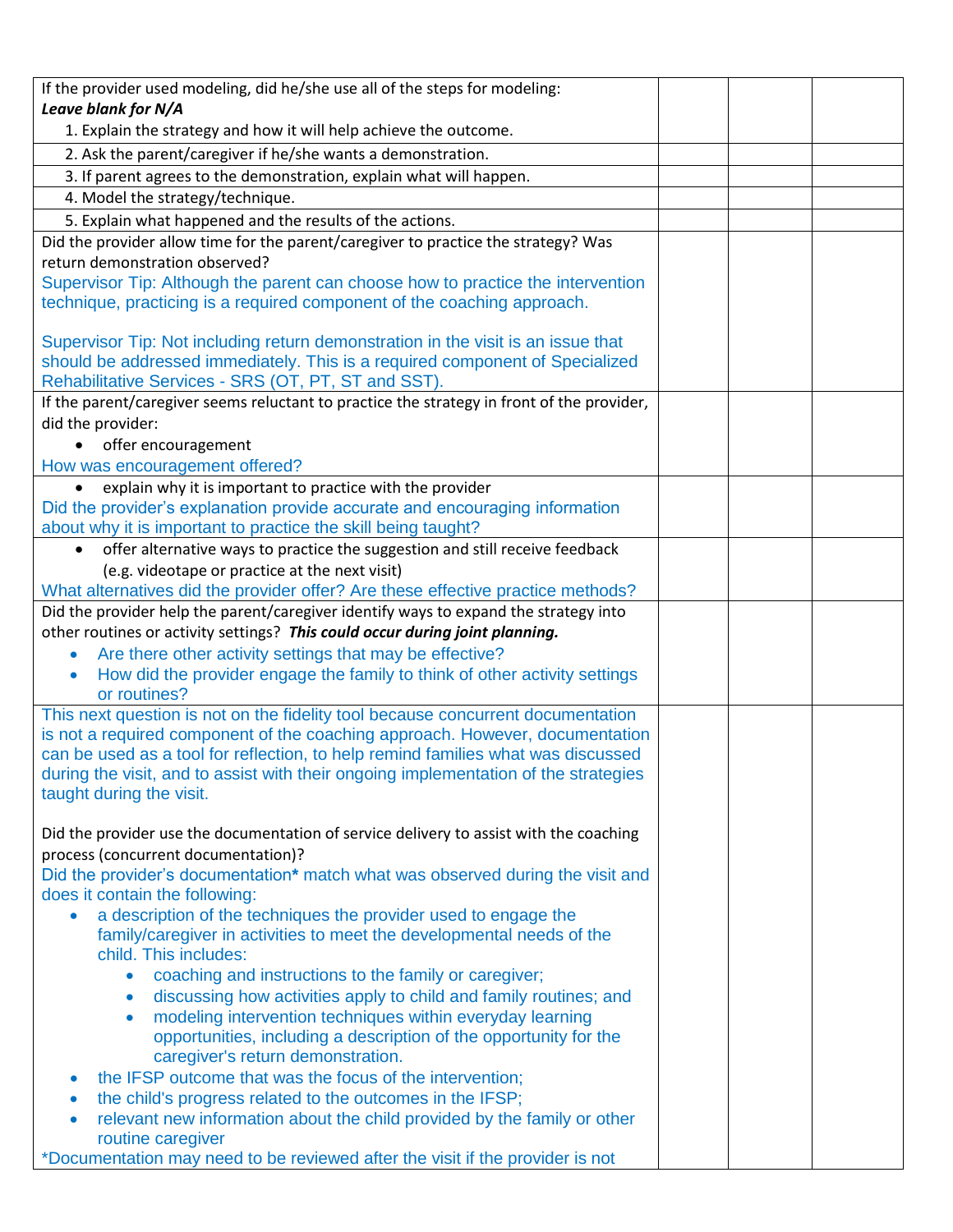| | | | |
|---|---|---|---|
| If the provider used modeling, did he/she use all of the steps for modeling:<br>***Leave blank for N/A***<br>1. Explain the strategy and how it will help achieve the outcome. | | | |
| 2. Ask the parent/caregiver if he/she wants a demonstration. | | | |
| 3. If parent agrees to the demonstration, explain what will happen. | | | |
| 4. Model the strategy/technique. | | | |
| 5. Explain what happened and the results of the actions. | | | |
| Did the provider allow time for the parent/caregiver to practice the strategy? Was return demonstration observed?<br>Supervisor Tip: Although the parent can choose how to practice the intervention technique, practicing is a required component of the coaching approach.<br><br>Supervisor Tip: Not including return demonstration in the visit is an issue that should be addressed immediately. This is a required component of Specialized Rehabilitative Services - SRS (OT, PT, ST and SST). | | | |
| If the parent/caregiver seems reluctant to practice the strategy in front of the provider, did the provider:<br>• offer encouragement<br>How was encouragement offered? | | | |
| • explain why it is important to practice with the provider<br>Did the provider's explanation provide accurate and encouraging information about why it is important to practice the skill being taught? | | | |
| • offer alternative ways to practice the suggestion and still receive feedback (e.g. videotape or practice at the next visit)<br>What alternatives did the provider offer? Are these effective practice methods? | | | |
| Did the provider help the parent/caregiver identify ways to expand the strategy into other routines or activity settings? ***This could occur during joint planning.***<br>• Are there other activity settings that may be effective?<br>• How did the provider engage the family to think of other activity settings or routines? | | | |
| This next question is not on the fidelity tool because concurrent documentation is not a required component of the coaching approach. However, documentation can be used as a tool for reflection, to help remind families what was discussed during the visit, and to assist with their ongoing implementation of the strategies taught during the visit.<br><br>Did the provider use the documentation of service delivery to assist with the coaching process (concurrent documentation)?<br>Did the provider's documentation**\*** match what was observed during the visit and does it contain the following:<br>• a description of the techniques the provider used to engage the family/caregiver in activities to meet the developmental needs of the child. This includes:<br>&nbsp;&nbsp;&nbsp;&nbsp;◦ coaching and instructions to the family or caregiver;<br>&nbsp;&nbsp;&nbsp;&nbsp;◦ discussing how activities apply to child and family routines; and<br>&nbsp;&nbsp;&nbsp;&nbsp;◦ modeling intervention techniques within everyday learning opportunities, including a description of the opportunity for the caregiver's return demonstration.<br>• the IFSP outcome that was the focus of the intervention;<br>• the child's progress related to the outcomes in the IFSP;<br>• relevant new information about the child provided by the family or other routine caregiver<br>\*Documentation may need to be reviewed after the visit if the provider is not | | | |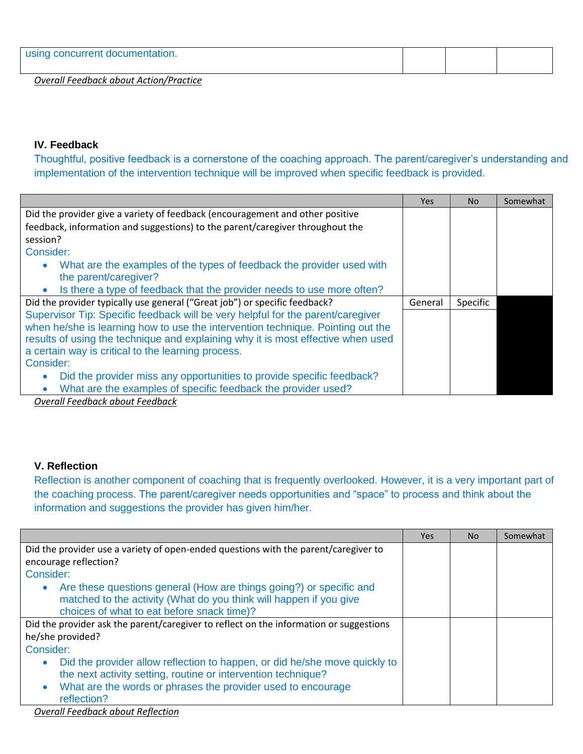| using concurrent documentation. | | | |
|---|---|---|---|

*Overall Feedback about Action/Practice*

### IV. Feedback

Thoughtful, positive feedback is a cornerstone of the coaching approach. The parent/caregiver's understanding and implementation of the intervention technique will be improved when specific feedback is provided.

| | Yes | No | Somewhat |
|---|---|---|---|
| Did the provider give a variety of feedback (encouragement and other positive feedback, information and suggestions) to the parent/caregiver throughout the session?<br>Consider:<br>• What are the examples of the types of feedback the provider used with the parent/caregiver?<br>• Is there a type of feedback that the provider needs to use more often? | | | |
| Did the provider typically use general ("Great job") or specific feedback?<br>Supervisor Tip: Specific feedback will be very helpful for the parent/caregiver when he/she is learning how to use the intervention technique. Pointing out the results of using the technique and explaining why it is most effective when used a certain way is critical to the learning process.<br>Consider:<br>• Did the provider miss any opportunities to provide specific feedback?<br>• What are the examples of specific feedback the provider used? | General | Specific | |

*Overall Feedback about Feedback*

### V. Reflection

Reflection is another component of coaching that is frequently overlooked. However, it is a very important part of the coaching process. The parent/caregiver needs opportunities and "space" to process and think about the information and suggestions the provider has given him/her.

| | Yes | No | Somewhat |
|---|---|---|---|
| Did the provider use a variety of open-ended questions with the parent/caregiver to encourage reflection?<br>Consider:<br>• Are these questions general (How are things going?) or specific and matched to the activity (What do you think will happen if you give choices of what to eat before snack time)? | | | |
| Did the provider ask the parent/caregiver to reflect on the information or suggestions he/she provided?<br>Consider:<br>• Did the provider allow reflection to happen, or did he/she move quickly to the next activity setting, routine or intervention technique?<br>• What are the words or phrases the provider used to encourage reflection? | | | |

*Overall Feedback about Reflection*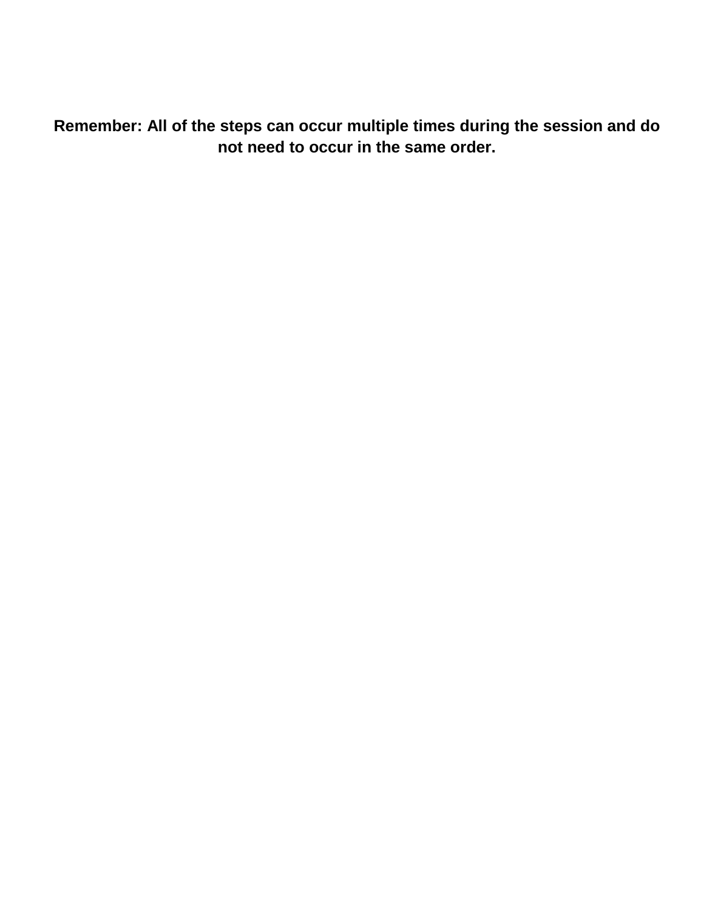**Remember: All of the steps can occur multiple times during the session and do not need to occur in the same order.**